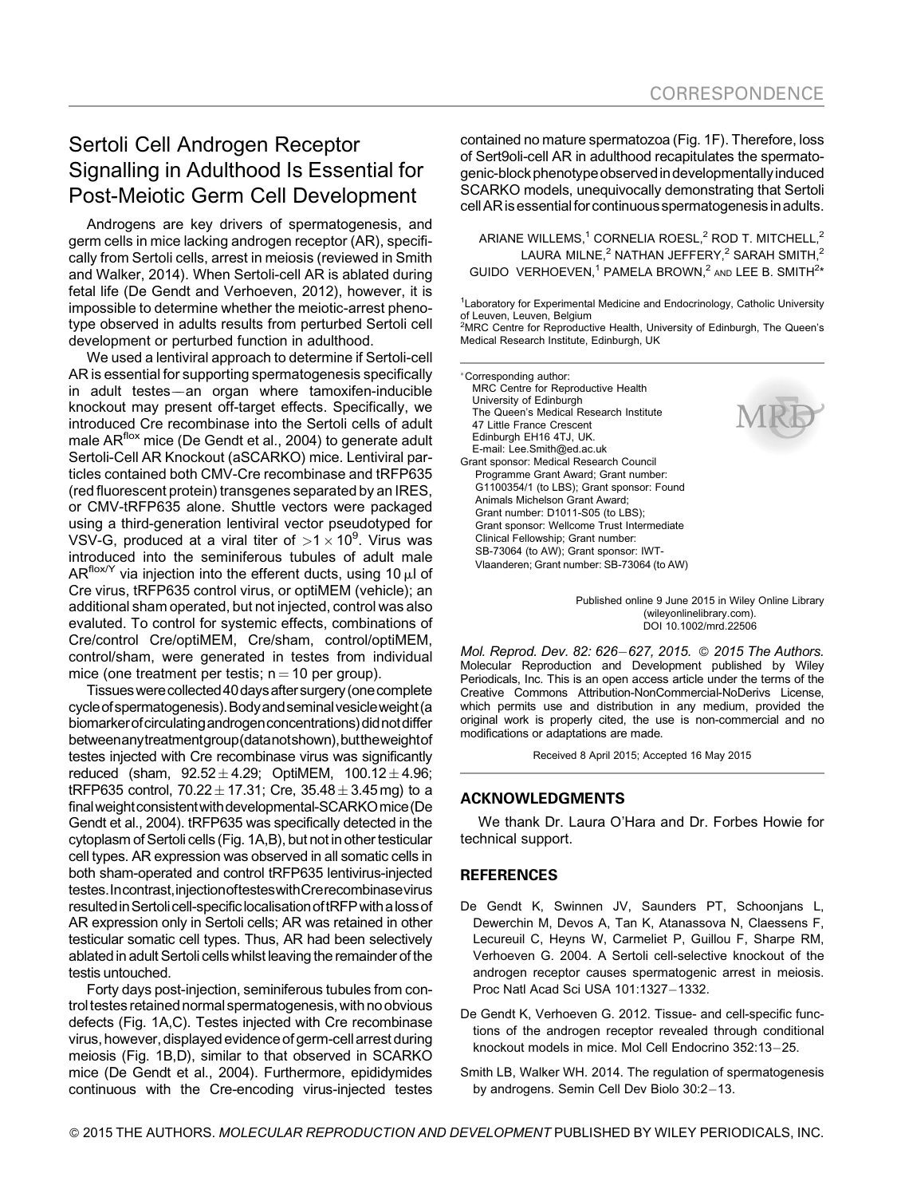CORRESPONDENCE

# Sertoli Cell Androgen Receptor Signalling in Adulthood Is Essential for Post-Meiotic Germ Cell Development

Androgens are key drivers of spermatogenesis, and germ cells in mice lacking androgen receptor (AR), specifically from Sertoli cells, arrest in meiosis (reviewed in Smith and Walker, 2014). When Sertoli-cell AR is ablated during fetal life (De Gendt and Verhoeven, 2012), however, it is impossible to determine whether the meiotic-arrest phenotype observed in adults results from perturbed Sertoli cell development or perturbed function in adulthood.

We used a lentiviral approach to determine if Sertoli-cell AR is essential for supporting spermatogenesis specifically in adult testes—an organ where tamoxifen-inducible knockout may present off-target effects. Specifically, we introduced Cre recombinase into the Sertoli cells of adult male AR$^{flox}$ mice (De Gendt et al., 2004) to generate adult Sertoli-Cell AR Knockout (aSCARKO) mice. Lentiviral particles contained both CMV-Cre recombinase and tRFP635 (red fluorescent protein) transgenes separated by an IRES, or CMV-tRFP635 alone. Shuttle vectors were packaged using a third-generation lentiviral vector pseudotyped for VSV-G, produced at a viral titer of $>1 \times 10^9$. Virus was introduced into the seminiferous tubules of adult male AR$^{flox/Y}$ via injection into the efferent ducts, using 10 μl of Cre virus, tRFP635 control virus, or optiMEM (vehicle); an additional sham operated, but not injected, control was also evaluted. To control for systemic effects, combinations of Cre/control Cre/optiMEM, Cre/sham, control/optiMEM, control/sham, were generated in testes from individual mice (one treatment per testis; n = 10 per group).

Tissues were collected 40 days after surgery (one complete cycle of spermatogenesis). Body and seminal vesicle weight (a biomarker of circulating androgen concentrations) did not differ between any treatment group (data not shown), but the weight of testes injected with Cre recombinase virus was significantly reduced (sham, 92.52 ± 4.29; OptiMEM, 100.12 ± 4.96; tRFP635 control, 70.22 ± 17.31; Cre, 35.48 ± 3.45 mg) to a final weight consistent with developmental-SCARKO mice (De Gendt et al., 2004). tRFP635 was specifically detected in the cytoplasm of Sertoli cells (Fig. 1A,B), but not in other testicular cell types. AR expression was observed in all somatic cells in both sham-operated and control tRFP635 lentivirus-injected testes. In contrast, injection of testes with Cre recombinase virus resulted in Sertoli cell-specific localisation of tRFP with a loss of AR expression only in Sertoli cells; AR was retained in other testicular somatic cell types. Thus, AR had been selectively ablated in adult Sertoli cells whilst leaving the remainder of the testis untouched.

Forty days post-injection, seminiferous tubules from control testes retained normal spermatogenesis, with no obvious defects (Fig. 1A,C). Testes injected with Cre recombinase virus, however, displayed evidence of germ-cell arrest during meiosis (Fig. 1B,D), similar to that observed in SCARKO mice (De Gendt et al., 2004). Furthermore, epididymides continuous with the Cre-encoding virus-injected testes contained no mature spermatozoa (Fig. 1F). Therefore, loss of Sert9oli-cell AR in adulthood recapitulates the spermatogenic-block phenotype observed in developmentally induced SCARKO models, unequivocally demonstrating that Sertoli cell AR is essential for continuous spermatogenesis in adults.

ARIANE WILLEMS,[1] CORNELIA ROESL,[2] ROD T. MITCHELL,[2] LAURA MILNE,[2] NATHAN JEFFERY,[2] SARAH SMITH,[2] GUIDO VERHOEVEN,[1] PAMELA BROWN,[2] AND LEE B. SMITH[2]*

[1]Laboratory for Experimental Medicine and Endocrinology, Catholic University of Leuven, Leuven, Belgium
[2]MRC Centre for Reproductive Health, University of Edinburgh, The Queen's Medical Research Institute, Edinburgh, UK

*Corresponding author:
MRC Centre for Reproductive Health
University of Edinburgh
The Queen's Medical Research Institute
47 Little France Crescent
Edinburgh EH16 4TJ, UK.
E-mail: Lee.Smith@ed.ac.uk

Grant sponsor: Medical Research Council Programme Grant Award; Grant number: G1100354/1 (to LBS); Grant sponsor: Found Animals Michelson Grant Award; Grant number: D1011-S05 (to LBS); Grant sponsor: Wellcome Trust Intermediate Clinical Fellowship; Grant number: SB-73064 (to AW); Grant sponsor: IWT-Vlaanderen; Grant number: SB-73064 (to AW)

Published online 9 June 2015 in Wiley Online Library (wileyonlinelibrary.com).
DOI 10.1002/mrd.22506

*Mol. Reprod. Dev. 82: 626–627, 2015.* © 2015 The Authors. Molecular Reproduction and Development published by Wiley Periodicals, Inc. This is an open access article under the terms of the Creative Commons Attribution-NonCommercial-NoDerivs License, which permits use and distribution in any medium, provided the original work is properly cited, the use is non-commercial and no modifications or adaptations are made.

Received 8 April 2015; Accepted 16 May 2015

## ACKNOWLEDGMENTS

We thank Dr. Laura O'Hara and Dr. Forbes Howie for technical support.

## REFERENCES

De Gendt K, Swinnen JV, Saunders PT, Schoonjans L, Dewerchin M, Devos A, Tan K, Atanassova N, Claessens F, Lecureuil C, Heyns W, Carmeliet P, Guillou F, Sharpe RM, Verhoeven G. 2004. A Sertoli cell-selective knockout of the androgen receptor causes spermatogenic arrest in meiosis. Proc Natl Acad Sci USA 101:1327–1332.

De Gendt K, Verhoeven G. 2012. Tissue- and cell-specific functions of the androgen receptor revealed through conditional knockout models in mice. Mol Cell Endocrino 352:13–25.

Smith LB, Walker WH. 2014. The regulation of spermatogenesis by androgens. Semin Cell Dev Biolo 30:2–13.

© 2015 THE AUTHORS. *MOLECULAR REPRODUCTION AND DEVELOPMENT* PUBLISHED BY WILEY PERIODICALS, INC.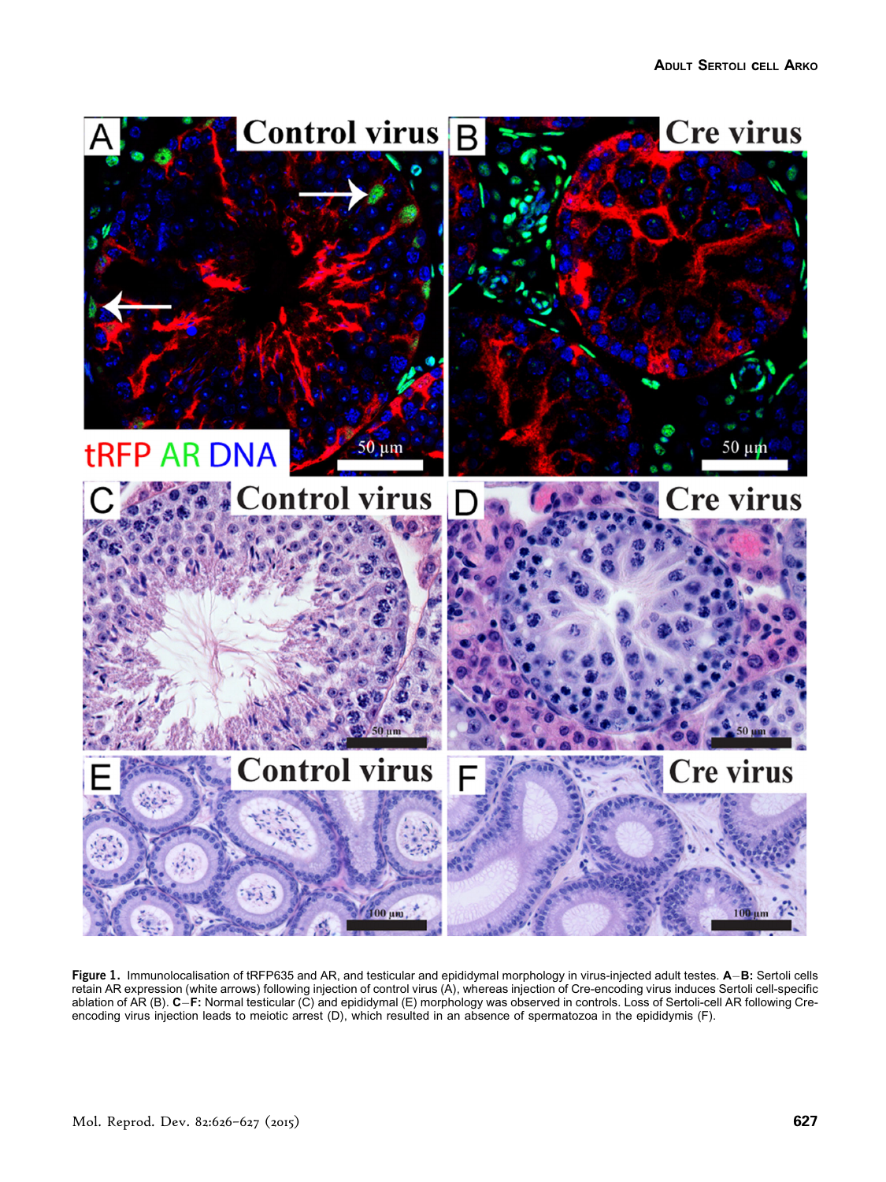Control virus

Cre virus

tRFP AR DNA

50 μm

50 μm

Control virus

Cre virus

50 μm

50 μm

Control virus

Cre virus

100 μm

100 μm

**Figure 1.** Immunolocalisation of tRFP635 and AR, and testicular and epididymal morphology in virus-injected adult testes. **A–B:** Sertoli cells retain AR expression (white arrows) following injection of control virus (A), whereas injection of Cre-encoding virus induces Sertoli cell-specific ablation of AR (B). **C–F:** Normal testicular (C) and epididymal (E) morphology was observed in controls. Loss of Sertoli-cell AR following Cre-encoding virus injection leads to meiotic arrest (D), which resulted in an absence of spermatozoa in the epididymis (F).